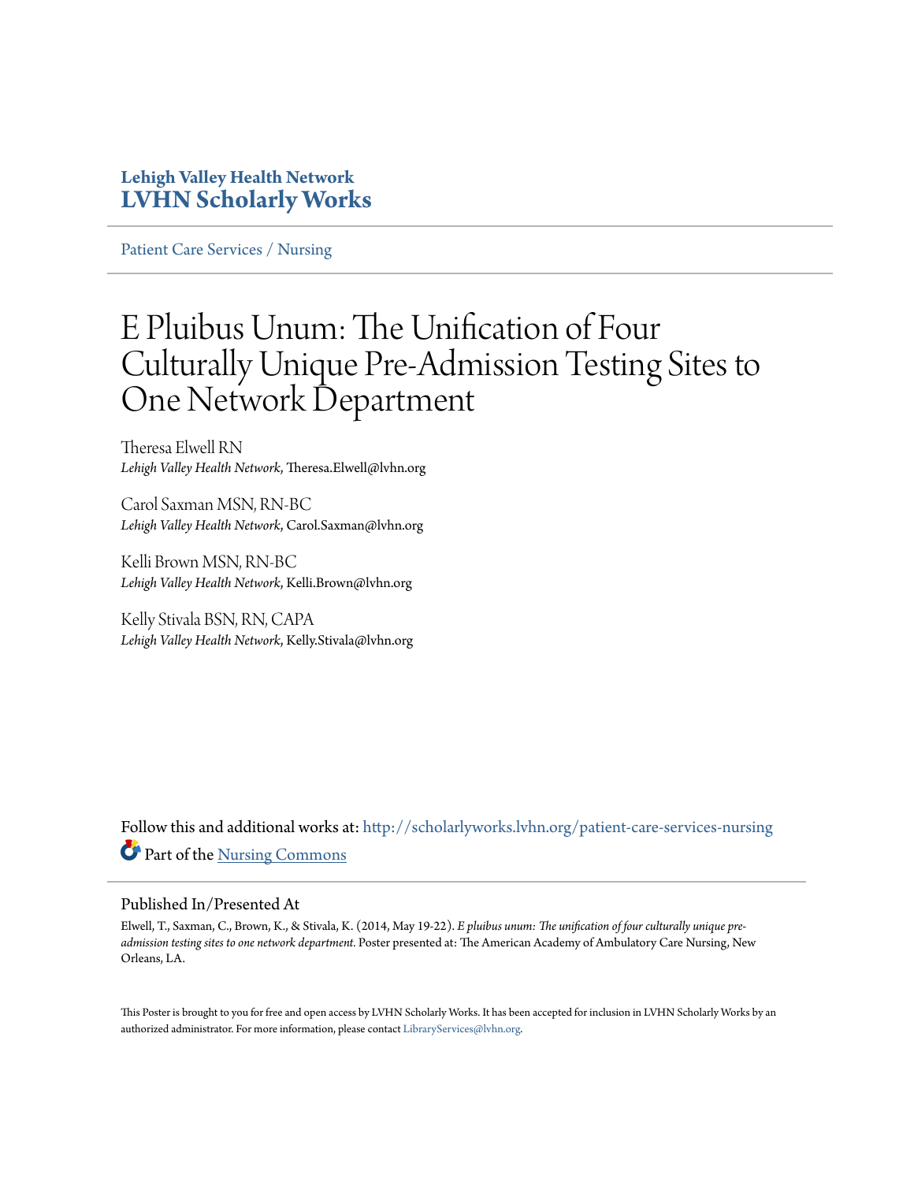**Lehigh Valley Health Network**
**LVHN Scholarly Works**

Patient Care Services / Nursing

# E Pluibus Unum: The Unification of Four Culturally Unique Pre-Admission Testing Sites to One Network Department

Theresa Elwell RN
*Lehigh Valley Health Network*, Theresa.Elwell@lvhn.org

Carol Saxman MSN, RN-BC
*Lehigh Valley Health Network*, Carol.Saxman@lvhn.org

Kelli Brown MSN, RN-BC
*Lehigh Valley Health Network*, Kelli.Brown@lvhn.org

Kelly Stivala BSN, RN, CAPA
*Lehigh Valley Health Network*, Kelly.Stivala@lvhn.org

Follow this and additional works at: http://scholarlyworks.lvhn.org/patient-care-services-nursing

Part of the Nursing Commons

## Published In/Presented At

Elwell, T., Saxman, C., Brown, K., & Stivala, K. (2014, May 19-22). *E pluibus unum: The unification of four culturally unique pre-admission testing sites to one network department.* Poster presented at: The American Academy of Ambulatory Care Nursing, New Orleans, LA.

This Poster is brought to you for free and open access by LVHN Scholarly Works. It has been accepted for inclusion in LVHN Scholarly Works by an authorized administrator. For more information, please contact LibraryServices@lvhn.org.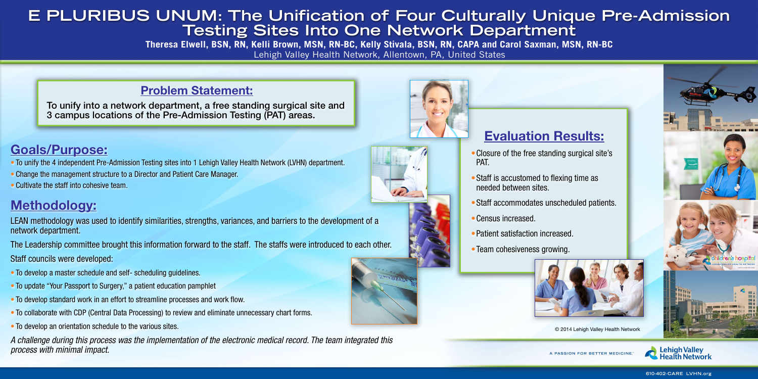# E PLURIBUS UNUM: The Unification of Four Culturally Unique Pre-Admission Testing Sites Into One Network Department

**Theresa Elwell, BSN, RN, Kelli Brown, MSN, RN-BC, Kelly Stivala, BSN, RN, CAPA and Carol Saxman, MSN, RN-BC**

Lehigh Valley Health Network, Allentown, PA, United States

## Problem Statement:

To unify into a network department, a free standing surgical site and 3 campus locations of the Pre-Admission Testing (PAT) areas.

## Goals/Purpose:

- To unify the 4 independent Pre-Admission Testing sites into 1 Lehigh Valley Health Network (LVHN) department.
- Change the management structure to a Director and Patient Care Manager.
- Cultivate the staff into cohesive team.

## Methodology:

LEAN methodology was used to identify similarities, strengths, variances, and barriers to the development of a network department.

The Leadership committee brought this information forward to the staff. The staffs were introduced to each other.

Staff councils were developed:

- To develop a master schedule and self- scheduling guidelines.
- To update "Your Passport to Surgery," a patient education pamphlet
- To develop standard work in an effort to streamline processes and work flow.
- To collaborate with CDP (Central Data Processing) to review and eliminate unnecessary chart forms.
- To develop an orientation schedule to the various sites.

*A challenge during this process was the implementation of the electronic medical record. The team integrated this process with minimal impact.*

## Evaluation Results:

- Closure of the free standing surgical site's PAT.
- Staff is accustomed to flexing time as needed between sites.
- Staff accommodates unscheduled patients.
- Census increased.
- Patient satisfaction increased.
- Team cohesiveness growing.

© 2014 Lehigh Valley Health Network

A PASSION FOR BETTER MEDICINE.™

Lehigh Valley Health Network

610-402-CARE LVHN.org